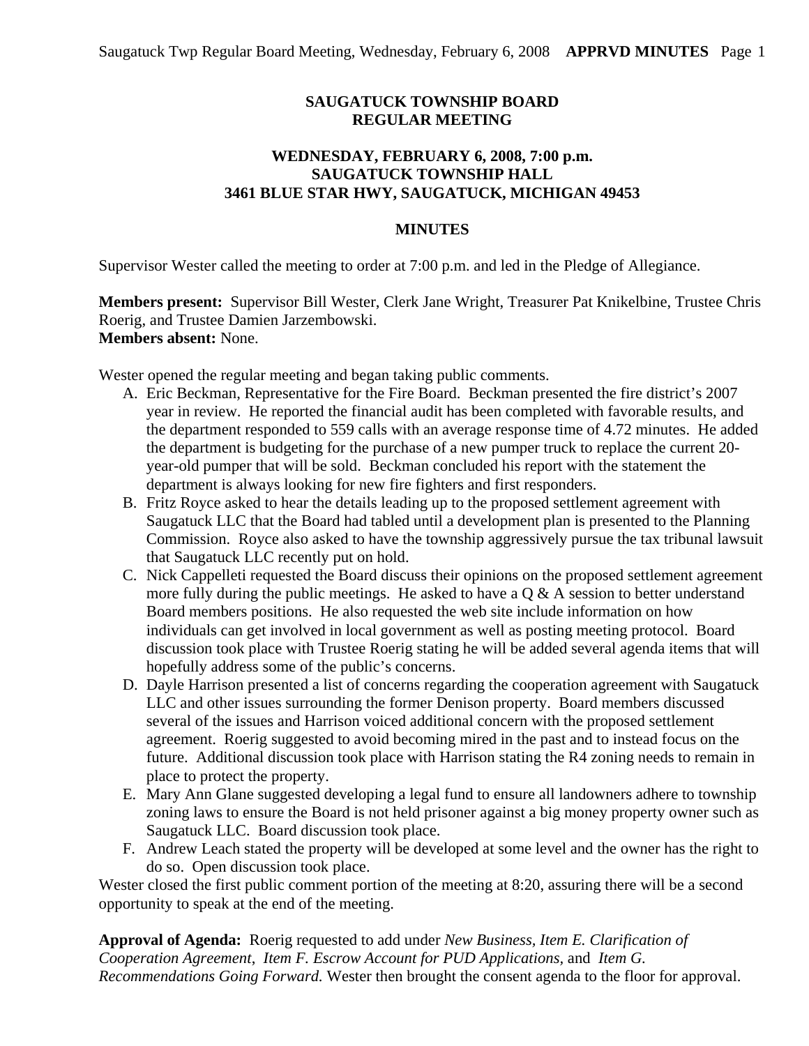# SAUGATUCK TOWNSHIP BOARD
## REGULAR MEETING

### WEDNESDAY, FEBRUARY 6, 2008, 7:00 p.m.
### SAUGATUCK TOWNSHIP HALL
### 3461 BLUE STAR HWY, SAUGATUCK, MICHIGAN 49453

### MINUTES

Supervisor Wester called the meeting to order at 7:00 p.m. and led in the Pledge of Allegiance.

**Members present:** Supervisor Bill Wester, Clerk Jane Wright, Treasurer Pat Knikelbine, Trustee Chris Roerig, and Trustee Damien Jarzembowski.
**Members absent:** None.

Wester opened the regular meeting and began taking public comments.

A. Eric Beckman, Representative for the Fire Board. Beckman presented the fire district's 2007 year in review. He reported the financial audit has been completed with favorable results, and the department responded to 559 calls with an average response time of 4.72 minutes. He added the department is budgeting for the purchase of a new pumper truck to replace the current 20-year-old pumper that will be sold. Beckman concluded his report with the statement the department is always looking for new fire fighters and first responders.
B. Fritz Royce asked to hear the details leading up to the proposed settlement agreement with Saugatuck LLC that the Board had tabled until a development plan is presented to the Planning Commission. Royce also asked to have the township aggressively pursue the tax tribunal lawsuit that Saugatuck LLC recently put on hold.
C. Nick Cappelleti requested the Board discuss their opinions on the proposed settlement agreement more fully during the public meetings. He asked to have a Q & A session to better understand Board members positions. He also requested the web site include information on how individuals can get involved in local government as well as posting meeting protocol. Board discussion took place with Trustee Roerig stating he will be added several agenda items that will hopefully address some of the public's concerns.
D. Dayle Harrison presented a list of concerns regarding the cooperation agreement with Saugatuck LLC and other issues surrounding the former Denison property. Board members discussed several of the issues and Harrison voiced additional concern with the proposed settlement agreement. Roerig suggested to avoid becoming mired in the past and to instead focus on the future. Additional discussion took place with Harrison stating the R4 zoning needs to remain in place to protect the property.
E. Mary Ann Glane suggested developing a legal fund to ensure all landowners adhere to township zoning laws to ensure the Board is not held prisoner against a big money property owner such as Saugatuck LLC. Board discussion took place.
F. Andrew Leach stated the property will be developed at some level and the owner has the right to do so. Open discussion took place.

Wester closed the first public comment portion of the meeting at 8:20, assuring there will be a second opportunity to speak at the end of the meeting.

**Approval of Agenda:** Roerig requested to add under *New Business, Item E. Clarification of Cooperation Agreement*, *Item F. Escrow Account for PUD Applications,* and *Item G. Recommendations Going Forward.* Wester then brought the consent agenda to the floor for approval.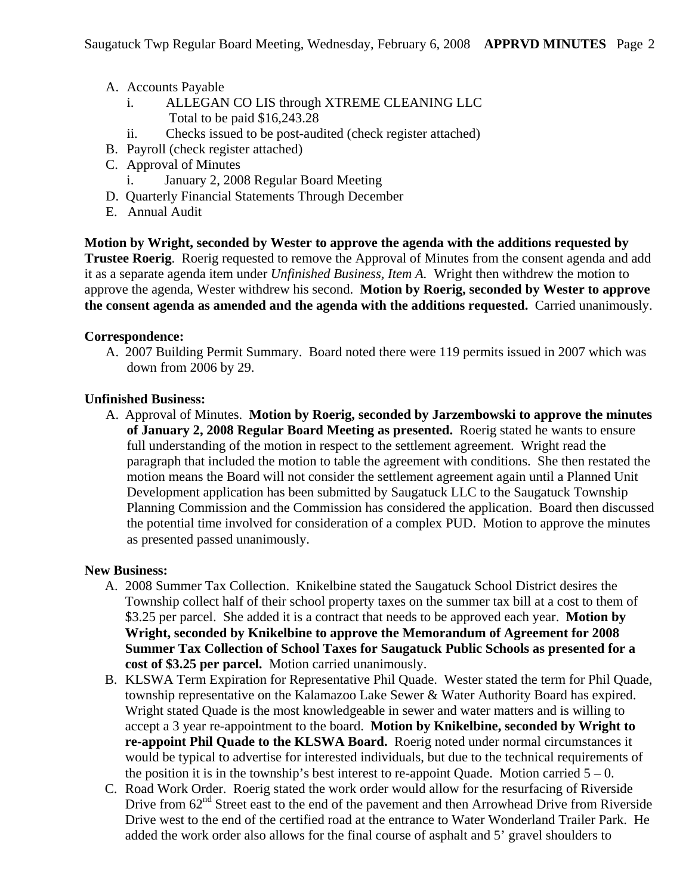A. Accounts Payable
   i. ALLEGAN CO LIS through XTREME CLEANING LLC
      Total to be paid $16,243.28
   ii. Checks issued to be post-audited (check register attached)
B. Payroll (check register attached)
C. Approval of Minutes
   i. January 2, 2008 Regular Board Meeting
D. Quarterly Financial Statements Through December
E. Annual Audit

**Motion by Wright, seconded by Wester to approve the agenda with the additions requested by Trustee Roerig**. Roerig requested to remove the Approval of Minutes from the consent agenda and add it as a separate agenda item under *Unfinished Business, Item A.* Wright then withdrew the motion to approve the agenda, Wester withdrew his second. **Motion by Roerig, seconded by Wester to approve the consent agenda as amended and the agenda with the additions requested.** Carried unanimously.

**Correspondence:**

A. 2007 Building Permit Summary. Board noted there were 119 permits issued in 2007 which was down from 2006 by 29.

**Unfinished Business:**

A. Approval of Minutes. **Motion by Roerig, seconded by Jarzembowski to approve the minutes of January 2, 2008 Regular Board Meeting as presented.** Roerig stated he wants to ensure full understanding of the motion in respect to the settlement agreement. Wright read the paragraph that included the motion to table the agreement with conditions. She then restated the motion means the Board will not consider the settlement agreement again until a Planned Unit Development application has been submitted by Saugatuck LLC to the Saugatuck Township Planning Commission and the Commission has considered the application. Board then discussed the potential time involved for consideration of a complex PUD. Motion to approve the minutes as presented passed unanimously.

**New Business:**

A. 2008 Summer Tax Collection. Knikelbine stated the Saugatuck School District desires the Township collect half of their school property taxes on the summer tax bill at a cost to them of $3.25 per parcel. She added it is a contract that needs to be approved each year. **Motion by Wright, seconded by Knikelbine to approve the Memorandum of Agreement for 2008 Summer Tax Collection of School Taxes for Saugatuck Public Schools as presented for a cost of $3.25 per parcel.** Motion carried unanimously.
B. KLSWA Term Expiration for Representative Phil Quade. Wester stated the term for Phil Quade, township representative on the Kalamazoo Lake Sewer & Water Authority Board has expired. Wright stated Quade is the most knowledgeable in sewer and water matters and is willing to accept a 3 year re-appointment to the board. **Motion by Knikelbine, seconded by Wright to re-appoint Phil Quade to the KLSWA Board.** Roerig noted under normal circumstances it would be typical to advertise for interested individuals, but due to the technical requirements of the position it is in the township's best interest to re-appoint Quade. Motion carried 5 – 0.
C. Road Work Order. Roerig stated the work order would allow for the resurfacing of Riverside Drive from 62nd Street east to the end of the pavement and then Arrowhead Drive from Riverside Drive west to the end of the certified road at the entrance to Water Wonderland Trailer Park. He added the work order also allows for the final course of asphalt and 5' gravel shoulders to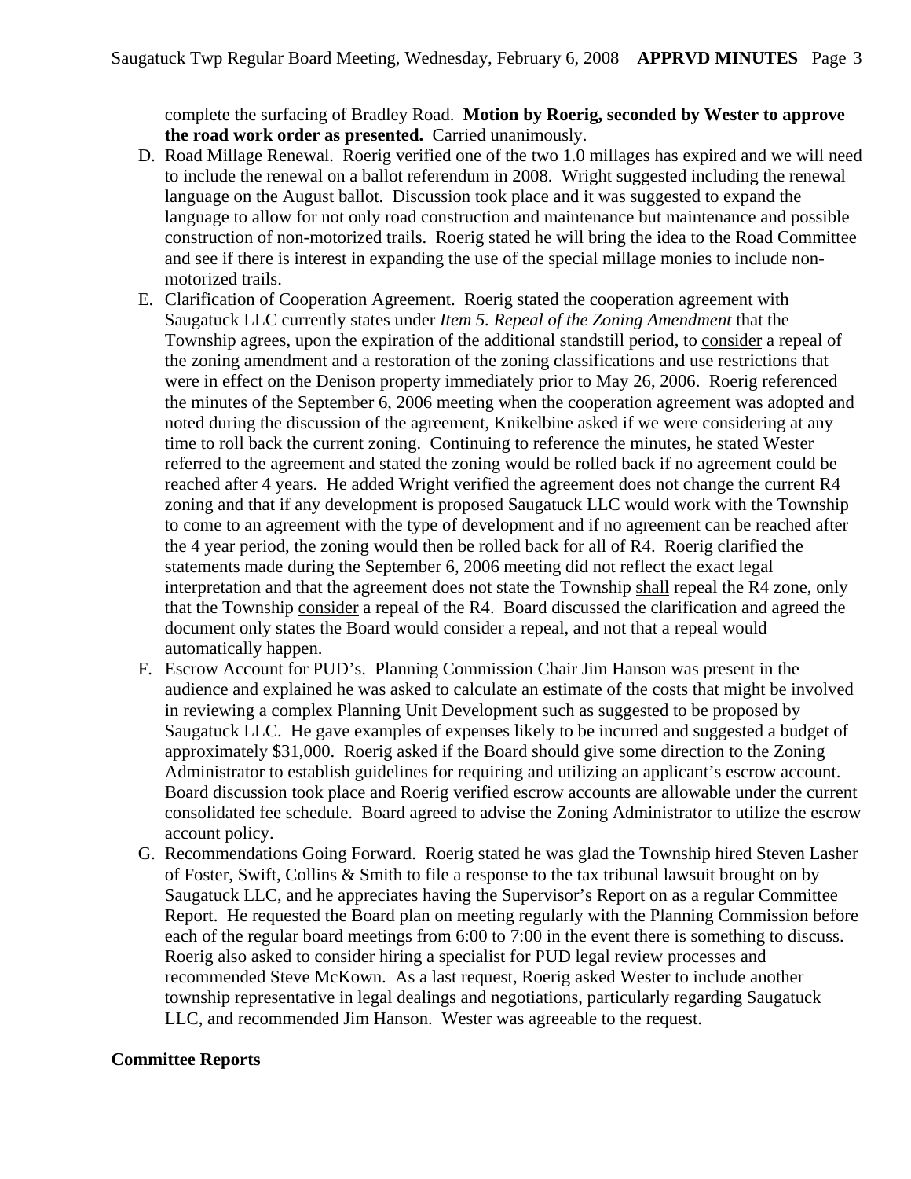complete the surfacing of Bradley Road. **Motion by Roerig, seconded by Wester to approve the road work order as presented.** Carried unanimously.

D. Road Millage Renewal. Roerig verified one of the two 1.0 millages has expired and we will need to include the renewal on a ballot referendum in 2008. Wright suggested including the renewal language on the August ballot. Discussion took place and it was suggested to expand the language to allow for not only road construction and maintenance but maintenance and possible construction of non-motorized trails. Roerig stated he will bring the idea to the Road Committee and see if there is interest in expanding the use of the special millage monies to include non-motorized trails.

E. Clarification of Cooperation Agreement. Roerig stated the cooperation agreement with Saugatuck LLC currently states under *Item 5. Repeal of the Zoning Amendment* that the Township agrees, upon the expiration of the additional standstill period, to <u>consider</u> a repeal of the zoning amendment and a restoration of the zoning classifications and use restrictions that were in effect on the Denison property immediately prior to May 26, 2006. Roerig referenced the minutes of the September 6, 2006 meeting when the cooperation agreement was adopted and noted during the discussion of the agreement, Knikelbine asked if we were considering at any time to roll back the current zoning. Continuing to reference the minutes, he stated Wester referred to the agreement and stated the zoning would be rolled back if no agreement could be reached after 4 years. He added Wright verified the agreement does not change the current R4 zoning and that if any development is proposed Saugatuck LLC would work with the Township to come to an agreement with the type of development and if no agreement can be reached after the 4 year period, the zoning would then be rolled back for all of R4. Roerig clarified the statements made during the September 6, 2006 meeting did not reflect the exact legal interpretation and that the agreement does not state the Township <u>shall</u> repeal the R4 zone, only that the Township <u>consider</u> a repeal of the R4. Board discussed the clarification and agreed the document only states the Board would consider a repeal, and not that a repeal would automatically happen.

F. Escrow Account for PUD's. Planning Commission Chair Jim Hanson was present in the audience and explained he was asked to calculate an estimate of the costs that might be involved in reviewing a complex Planning Unit Development such as suggested to be proposed by Saugatuck LLC. He gave examples of expenses likely to be incurred and suggested a budget of approximately $31,000. Roerig asked if the Board should give some direction to the Zoning Administrator to establish guidelines for requiring and utilizing an applicant's escrow account. Board discussion took place and Roerig verified escrow accounts are allowable under the current consolidated fee schedule. Board agreed to advise the Zoning Administrator to utilize the escrow account policy.

G. Recommendations Going Forward. Roerig stated he was glad the Township hired Steven Lasher of Foster, Swift, Collins & Smith to file a response to the tax tribunal lawsuit brought on by Saugatuck LLC, and he appreciates having the Supervisor's Report on as a regular Committee Report. He requested the Board plan on meeting regularly with the Planning Commission before each of the regular board meetings from 6:00 to 7:00 in the event there is something to discuss. Roerig also asked to consider hiring a specialist for PUD legal review processes and recommended Steve McKown. As a last request, Roerig asked Wester to include another township representative in legal dealings and negotiations, particularly regarding Saugatuck LLC, and recommended Jim Hanson. Wester was agreeable to the request.

**Committee Reports**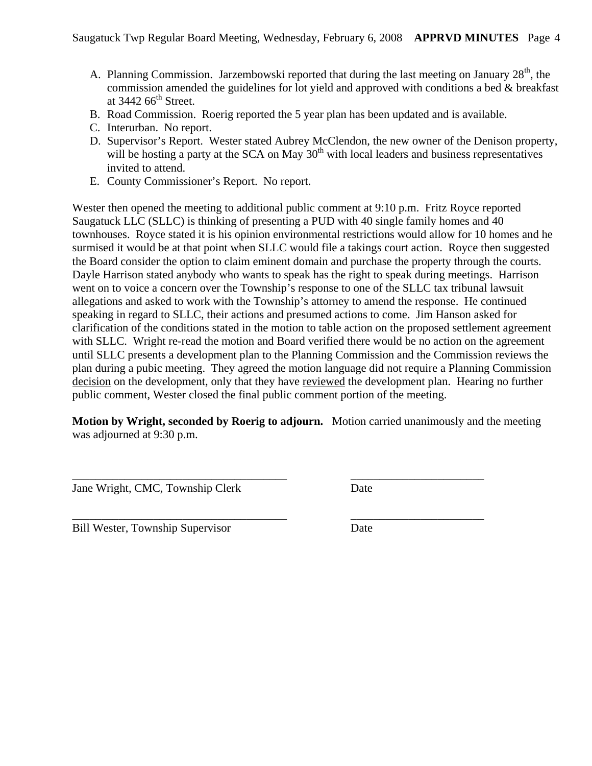A. Planning Commission. Jarzembowski reported that during the last meeting on January 28th, the commission amended the guidelines for lot yield and approved with conditions a bed & breakfast at 3442 66th Street.
B. Road Commission. Roerig reported the 5 year plan has been updated and is available.
C. Interurban. No report.
D. Supervisor's Report. Wester stated Aubrey McClendon, the new owner of the Denison property, will be hosting a party at the SCA on May 30th with local leaders and business representatives invited to attend.
E. County Commissioner's Report. No report.

Wester then opened the meeting to additional public comment at 9:10 p.m. Fritz Royce reported Saugatuck LLC (SLLC) is thinking of presenting a PUD with 40 single family homes and 40 townhouses. Royce stated it is his opinion environmental restrictions would allow for 10 homes and he surmised it would be at that point when SLLC would file a takings court action. Royce then suggested the Board consider the option to claim eminent domain and purchase the property through the courts. Dayle Harrison stated anybody who wants to speak has the right to speak during meetings. Harrison went on to voice a concern over the Township's response to one of the SLLC tax tribunal lawsuit allegations and asked to work with the Township's attorney to amend the response. He continued speaking in regard to SLLC, their actions and presumed actions to come. Jim Hanson asked for clarification of the conditions stated in the motion to table action on the proposed settlement agreement with SLLC. Wright re-read the motion and Board verified there would be no action on the agreement until SLLC presents a development plan to the Planning Commission and the Commission reviews the plan during a pubic meeting. They agreed the motion language did not require a Planning Commission decision on the development, only that they have reviewed the development plan. Hearing no further public comment, Wester closed the final public comment portion of the meeting.

**Motion by Wright, seconded by Roerig to adjourn.** Motion carried unanimously and the meeting was adjourned at 9:30 p.m.

_____________________________________ _______________________
Jane Wright, CMC, Township Clerk Date

_____________________________________ _______________________
Bill Wester, Township Supervisor Date